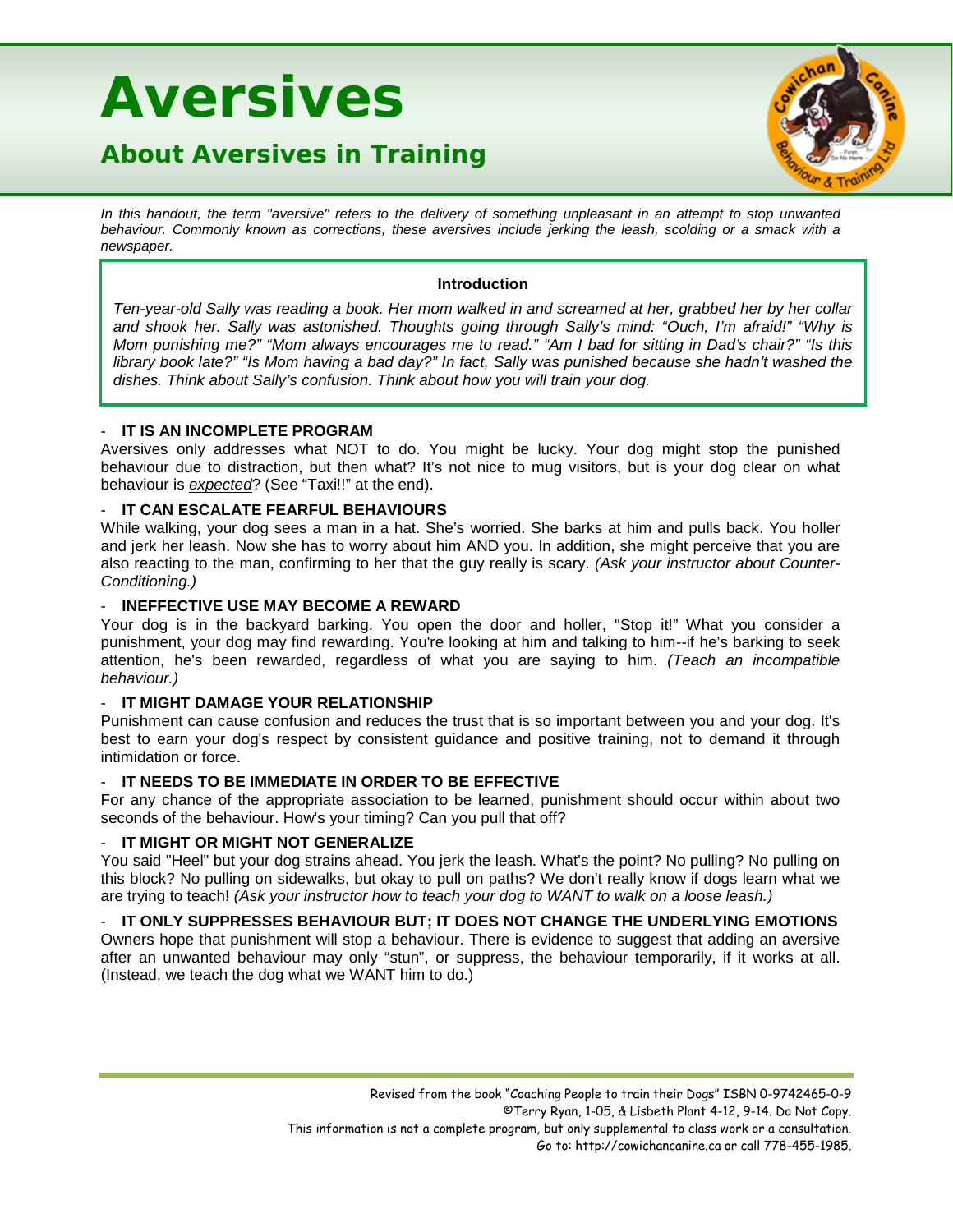# Aversives

## About Aversives in Training

*In this handout, the term "aversive" refers to the delivery of something unpleasant in an attempt to stop unwanted behaviour. Commonly known as corrections, these aversives include jerking the leash, scolding or a smack with a newspaper.*

**Introduction**

*Ten-year-old Sally was reading a book. Her mom walked in and screamed at her, grabbed her by her collar and shook her. Sally was astonished. Thoughts going through Sally's mind: "Ouch, I'm afraid!" "Why is Mom punishing me?" "Mom always encourages me to read." "Am I bad for sitting in Dad's chair?" "Is this library book late?" "Is Mom having a bad day?" In fact, Sally was punished because she hadn't washed the dishes. Think about Sally's confusion. Think about how you will train your dog.*

- **IT IS AN INCOMPLETE PROGRAM**

Aversives only addresses what NOT to do. You might be lucky. Your dog might stop the punished behaviour due to distraction, but then what? It's not nice to mug visitors, but is your dog clear on what behaviour is *expected*? (See "Taxi!!" at the end).

- **IT CAN ESCALATE FEARFUL BEHAVIOURS**

While walking, your dog sees a man in a hat. She's worried. She barks at him and pulls back. You holler and jerk her leash. Now she has to worry about him AND you. In addition, she might perceive that you are also reacting to the man, confirming to her that the guy really is scary. *(Ask your instructor about Counter-Conditioning.)*

- **INEFFECTIVE USE MAY BECOME A REWARD**

Your dog is in the backyard barking. You open the door and holler, "Stop it!" What you consider a punishment, your dog may find rewarding. You're looking at him and talking to him--if he's barking to seek attention, he's been rewarded, regardless of what you are saying to him. *(Teach an incompatible behaviour.)*

- **IT MIGHT DAMAGE YOUR RELATIONSHIP**

Punishment can cause confusion and reduces the trust that is so important between you and your dog. It's best to earn your dog's respect by consistent guidance and positive training, not to demand it through intimidation or force.

- **IT NEEDS TO BE IMMEDIATE IN ORDER TO BE EFFECTIVE**

For any chance of the appropriate association to be learned, punishment should occur within about two seconds of the behaviour. How's your timing? Can you pull that off?

- **IT MIGHT OR MIGHT NOT GENERALIZE**

You said "Heel" but your dog strains ahead. You jerk the leash. What's the point? No pulling? No pulling on this block? No pulling on sidewalks, but okay to pull on paths? We don't really know if dogs learn what we are trying to teach! *(Ask your instructor how to teach your dog to WANT to walk on a loose leash.)*

- **IT ONLY SUPPRESSES BEHAVIOUR BUT; IT DOES NOT CHANGE THE UNDERLYING EMOTIONS**

Owners hope that punishment will stop a behaviour. There is evidence to suggest that adding an aversive after an unwanted behaviour may only "stun", or suppress, the behaviour temporarily, if it works at all. (Instead, we teach the dog what we WANT him to do.)

Revised from the book "Coaching People to train their Dogs" ISBN 0-9742465-0-9
©Terry Ryan, 1-05, & Lisbeth Plant 4-12, 9-14. Do Not Copy.
This information is not a complete program, but only supplemental to class work or a consultation.
Go to: http://cowichancanine.ca or call 778-455-1985.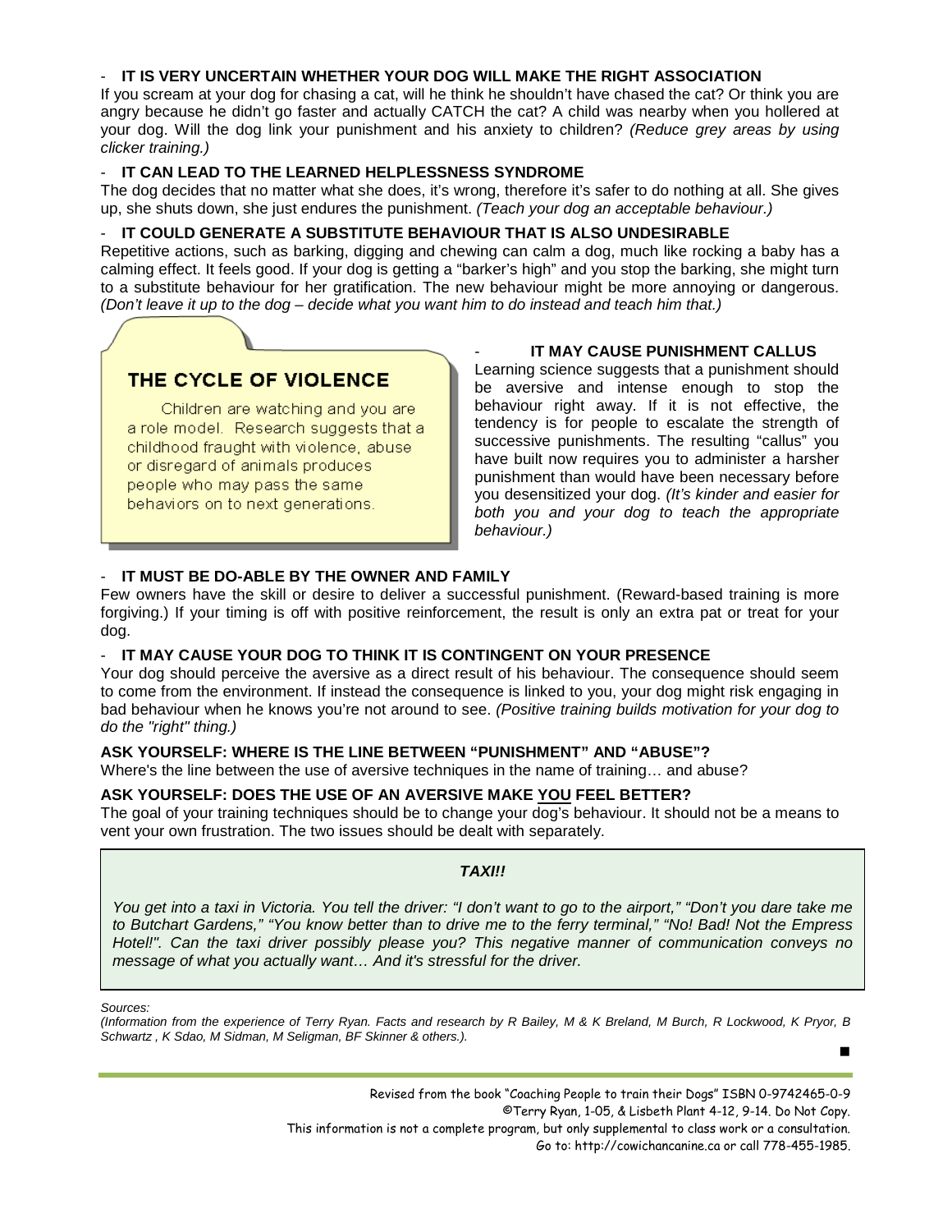- **IT IS VERY UNCERTAIN WHETHER YOUR DOG WILL MAKE THE RIGHT ASSOCIATION**

If you scream at your dog for chasing a cat, will he think he shouldn't have chased the cat? Or think you are angry because he didn't go faster and actually CATCH the cat? A child was nearby when you hollered at your dog. Will the dog link your punishment and his anxiety to children? *(Reduce grey areas by using clicker training.)*

- **IT CAN LEAD TO THE LEARNED HELPLESSNESS SYNDROME**

The dog decides that no matter what she does, it's wrong, therefore it's safer to do nothing at all. She gives up, she shuts down, she just endures the punishment. *(Teach your dog an acceptable behaviour.)*

- **IT COULD GENERATE A SUBSTITUTE BEHAVIOUR THAT IS ALSO UNDESIRABLE**

Repetitive actions, such as barking, digging and chewing can calm a dog, much like rocking a baby has a calming effect. It feels good. If your dog is getting a "barker's high" and you stop the barking, she might turn to a substitute behaviour for her gratification. The new behaviour might be more annoying or dangerous. *(Don't leave it up to the dog – decide what you want him to do instead and teach him that.)*

**THE CYCLE OF VIOLENCE**

Children are watching and you are a role model. Research suggests that a childhood fraught with violence, abuse or disregard of animals produces people who may pass the same behaviors on to next generations.

- **IT MAY CAUSE PUNISHMENT CALLUS**

Learning science suggests that a punishment should be aversive and intense enough to stop the behaviour right away. If it is not effective, the tendency is for people to escalate the strength of successive punishments. The resulting "callus" you have built now requires you to administer a harsher punishment than would have been necessary before you desensitized your dog. *(It's kinder and easier for both you and your dog to teach the appropriate behaviour.)*

- **IT MUST BE DO-ABLE BY THE OWNER AND FAMILY**

Few owners have the skill or desire to deliver a successful punishment. (Reward-based training is more forgiving.) If your timing is off with positive reinforcement, the result is only an extra pat or treat for your dog.

- **IT MAY CAUSE YOUR DOG TO THINK IT IS CONTINGENT ON YOUR PRESENCE**

Your dog should perceive the aversive as a direct result of his behaviour. The consequence should seem to come from the environment. If instead the consequence is linked to you, your dog might risk engaging in bad behaviour when he knows you're not around to see. *(Positive training builds motivation for your dog to do the "right" thing.)*

**ASK YOURSELF: WHERE IS THE LINE BETWEEN "PUNISHMENT" AND "ABUSE"?**

Where's the line between the use of aversive techniques in the name of training… and abuse?

**ASK YOURSELF: DOES THE USE OF AN AVERSIVE MAKE YOU FEEL BETTER?**

The goal of your training techniques should be to change your dog's behaviour. It should not be a means to vent your own frustration. The two issues should be dealt with separately.

***TAXI!!***

*You get into a taxi in Victoria. You tell the driver: "I don't want to go to the airport," "Don't you dare take me to Butchart Gardens," "You know better than to drive me to the ferry terminal," "No! Bad! Not the Empress Hotel!". Can the taxi driver possibly please you? This negative manner of communication conveys no message of what you actually want… And it's stressful for the driver.*

*Sources:*

*(Information from the experience of Terry Ryan. Facts and research by R Bailey, M & K Breland, M Burch, R Lockwood, K Pryor, B Schwartz , K Sdao, M Sidman, M Seligman, BF Skinner & others.).*

Revised from the book "Coaching People to train their Dogs" ISBN 0-9742465-0-9

©Terry Ryan, 1-05, & Lisbeth Plant 4-12, 9-14. Do Not Copy.

This information is not a complete program, but only supplemental to class work or a consultation.

Go to: http://cowichancanine.ca or call 778-455-1985.